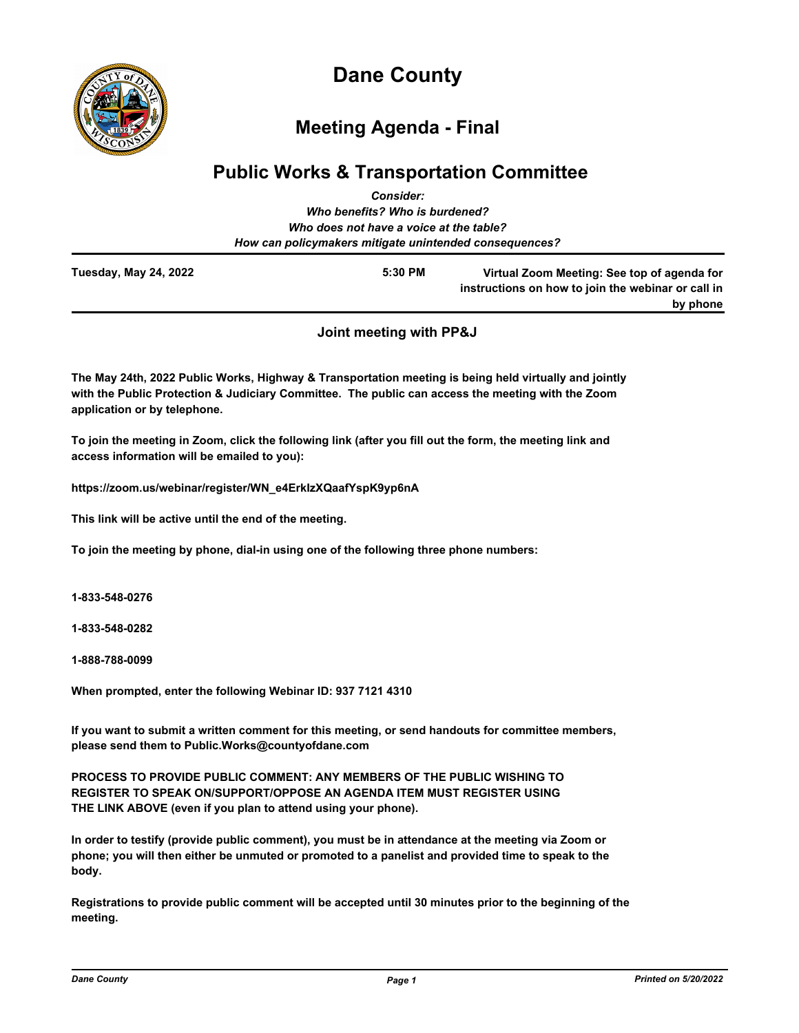# Dane County

## Meeting Agenda - Final

## Public Works & Transportation Committee

***Consider:***
***Who benefits? Who is burdened?***
***Who does not have a voice at the table?***
***How can policymakers mitigate unintended consequences?***

| **Tuesday, May 24, 2022** | **5:30 PM** | **Virtual Zoom Meeting: See top of agenda for instructions on how to join the webinar or call in by phone** |
|---|---|---|

**Joint meeting with PP&J**

**The May 24th, 2022 Public Works, Highway & Transportation meeting is being held virtually and jointly with the Public Protection & Judiciary Committee. The public can access the meeting with the Zoom application or by telephone.**

**To join the meeting in Zoom, click the following link (after you fill out the form, the meeting link and access information will be emailed to you):**

**https://zoom.us/webinar/register/WN_e4ErklzXQaafYspK9yp6nA**

**This link will be active until the end of the meeting.**

**To join the meeting by phone, dial-in using one of the following three phone numbers:**

**1-833-548-0276**

**1-833-548-0282**

**1-888-788-0099**

**When prompted, enter the following Webinar ID: 937 7121 4310**

**If you want to submit a written comment for this meeting, or send handouts for committee members, please send them to Public.Works@countyofdane.com**

**PROCESS TO PROVIDE PUBLIC COMMENT: ANY MEMBERS OF THE PUBLIC WISHING TO REGISTER TO SPEAK ON/SUPPORT/OPPOSE AN AGENDA ITEM MUST REGISTER USING THE LINK ABOVE (even if you plan to attend using your phone).**

**In order to testify (provide public comment), you must be in attendance at the meeting via Zoom or phone; you will then either be unmuted or promoted to a panelist and provided time to speak to the body.**

**Registrations to provide public comment will be accepted until 30 minutes prior to the beginning of the meeting.**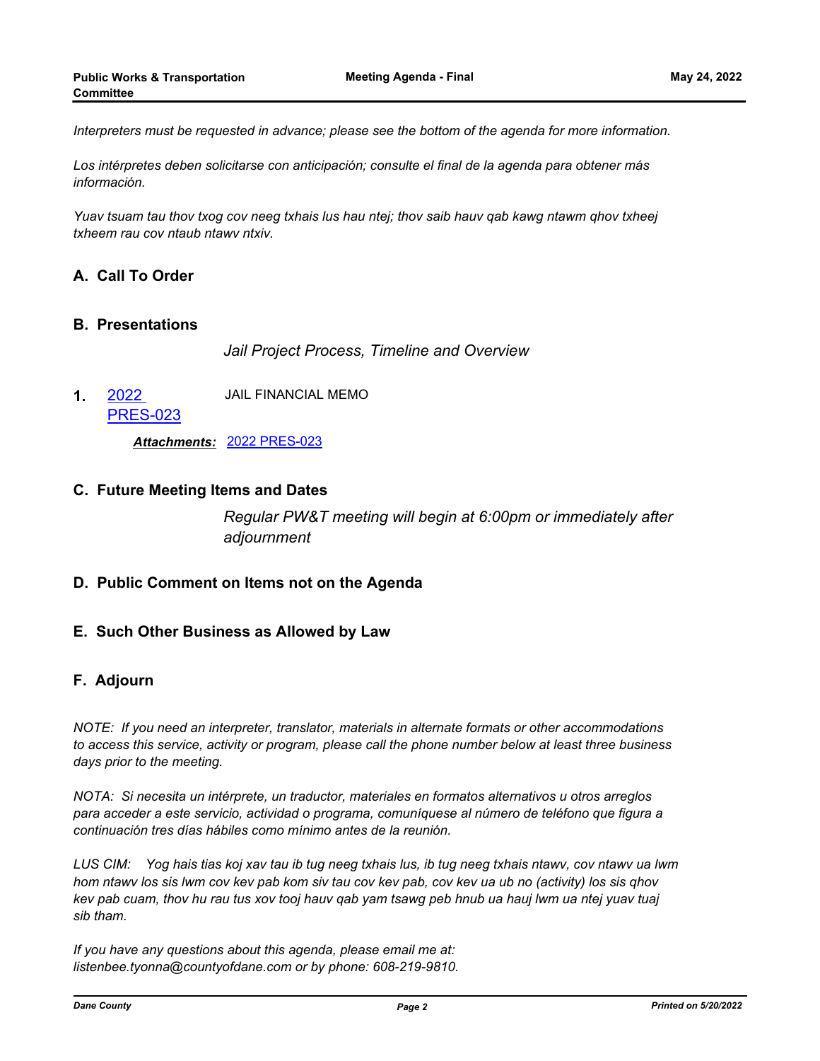*Interpreters must be requested in advance; please see the bottom of the agenda for more information.*

*Los intérpretes deben solicitarse con anticipación; consulte el final de la agenda para obtener más información.*

*Yuav tsuam tau thov txog cov neeg txhais lus hau ntej; thov saib hauv qab kawg ntawm qhov txheej txheem rau cov ntaub ntawv ntxiv.*

## A. Call To Order

## B. Presentations

*Jail Project Process, Timeline and Overview*

**1.** 2022 PRES-023 — JAIL FINANCIAL MEMO

***Attachments:*** 2022 PRES-023

## C. Future Meeting Items and Dates

*Regular PW&T meeting will begin at 6:00pm or immediately after adjournment*

## D. Public Comment on Items not on the Agenda

## E. Such Other Business as Allowed by Law

## F. Adjourn

*NOTE: If you need an interpreter, translator, materials in alternate formats or other accommodations to access this service, activity or program, please call the phone number below at least three business days prior to the meeting.*

*NOTA: Si necesita un intérprete, un traductor, materiales en formatos alternativos u otros arreglos para acceder a este servicio, actividad o programa, comuníquese al número de teléfono que figura a continuación tres días hábiles como mínimo antes de la reunión.*

*LUS CIM: Yog hais tias koj xav tau ib tug neeg txhais lus, ib tug neeg txhais ntawv, cov ntawv ua lwm hom ntawv los sis lwm cov kev pab kom siv tau cov kev pab, cov kev ua ub no (activity) los sis qhov kev pab cuam, thov hu rau tus xov tooj hauv qab yam tsawg peb hnub ua hauj lwm ua ntej yuav tuaj sib tham.*

*If you have any questions about this agenda, please email me at: listenbee.tyonna@countyofdane.com or by phone: 608-219-9810.*